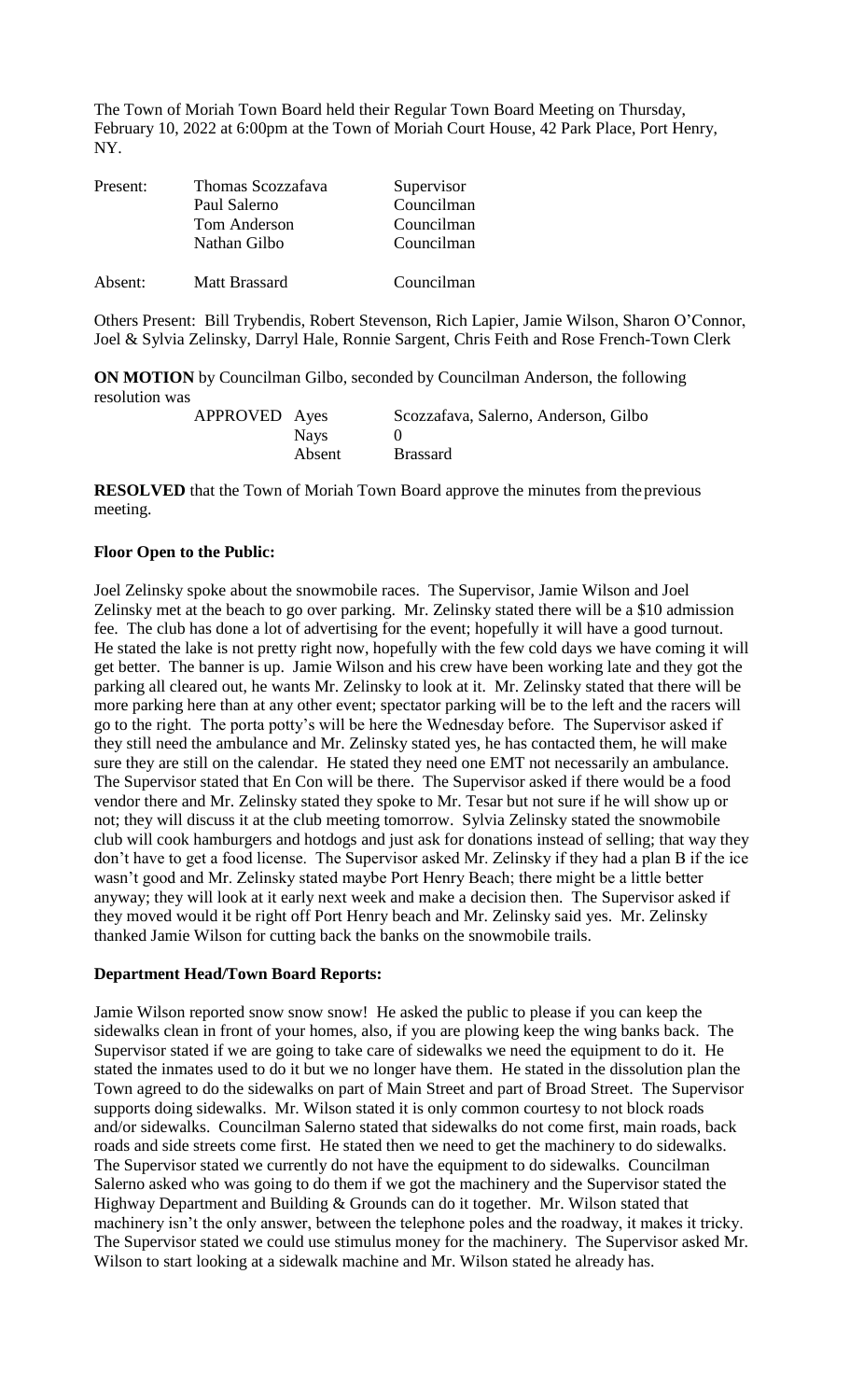The Town of Moriah Town Board held their Regular Town Board Meeting on Thursday, February 10, 2022 at 6:00pm at the Town of Moriah Court House, 42 Park Place, Port Henry, NY.

| | | |
|---|---|---|
| Present: | Thomas Scozzafava | Supervisor |
| | Paul Salerno | Councilman |
| | Tom Anderson | Councilman |
| | Nathan Gilbo | Councilman |
| Absent: | Matt Brassard | Councilman |

Others Present: Bill Trybendis, Robert Stevenson, Rich Lapier, Jamie Wilson, Sharon O'Connor, Joel & Sylvia Zelinsky, Darryl Hale, Ronnie Sargent, Chris Feith and Rose French-Town Clerk

**ON MOTION** by Councilman Gilbo, seconded by Councilman Anderson, the following resolution was

| | | |
|---|---|---|
| APPROVED | Ayes | Scozzafava, Salerno, Anderson, Gilbo |
| | Nays | 0 |
| | Absent | Brassard |

**RESOLVED** that the Town of Moriah Town Board approve the minutes from the previous meeting.

**Floor Open to the Public:**

Joel Zelinsky spoke about the snowmobile races. The Supervisor, Jamie Wilson and Joel Zelinsky met at the beach to go over parking. Mr. Zelinsky stated there will be a $10 admission fee. The club has done a lot of advertising for the event; hopefully it will have a good turnout. He stated the lake is not pretty right now, hopefully with the few cold days we have coming it will get better. The banner is up. Jamie Wilson and his crew have been working late and they got the parking all cleared out, he wants Mr. Zelinsky to look at it. Mr. Zelinsky stated that there will be more parking here than at any other event; spectator parking will be to the left and the racers will go to the right. The porta potty's will be here the Wednesday before. The Supervisor asked if they still need the ambulance and Mr. Zelinsky stated yes, he has contacted them, he will make sure they are still on the calendar. He stated they need one EMT not necessarily an ambulance. The Supervisor stated that En Con will be there. The Supervisor asked if there would be a food vendor there and Mr. Zelinsky stated they spoke to Mr. Tesar but not sure if he will show up or not; they will discuss it at the club meeting tomorrow. Sylvia Zelinsky stated the snowmobile club will cook hamburgers and hotdogs and just ask for donations instead of selling; that way they don't have to get a food license. The Supervisor asked Mr. Zelinsky if they had a plan B if the ice wasn't good and Mr. Zelinsky stated maybe Port Henry Beach; there might be a little better anyway; they will look at it early next week and make a decision then. The Supervisor asked if they moved would it be right off Port Henry beach and Mr. Zelinsky said yes. Mr. Zelinsky thanked Jamie Wilson for cutting back the banks on the snowmobile trails.

**Department Head/Town Board Reports:**

Jamie Wilson reported snow snow snow! He asked the public to please if you can keep the sidewalks clean in front of your homes, also, if you are plowing keep the wing banks back. The Supervisor stated if we are going to take care of sidewalks we need the equipment to do it. He stated the inmates used to do it but we no longer have them. He stated in the dissolution plan the Town agreed to do the sidewalks on part of Main Street and part of Broad Street. The Supervisor supports doing sidewalks. Mr. Wilson stated it is only common courtesy to not block roads and/or sidewalks. Councilman Salerno stated that sidewalks do not come first, main roads, back roads and side streets come first. He stated then we need to get the machinery to do sidewalks. The Supervisor stated we currently do not have the equipment to do sidewalks. Councilman Salerno asked who was going to do them if we got the machinery and the Supervisor stated the Highway Department and Building & Grounds can do it together. Mr. Wilson stated that machinery isn't the only answer, between the telephone poles and the roadway, it makes it tricky. The Supervisor stated we could use stimulus money for the machinery. The Supervisor asked Mr. Wilson to start looking at a sidewalk machine and Mr. Wilson stated he already has.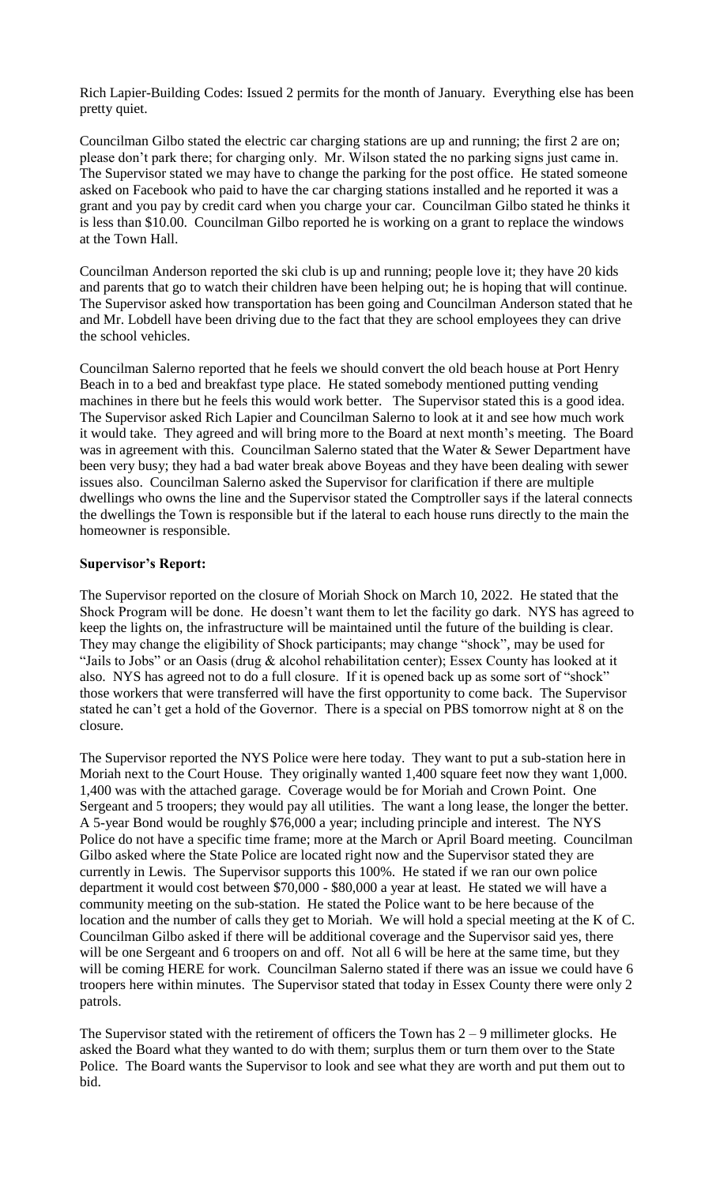Rich Lapier-Building Codes: Issued 2 permits for the month of January. Everything else has been pretty quiet.

Councilman Gilbo stated the electric car charging stations are up and running; the first 2 are on; please don't park there; for charging only. Mr. Wilson stated the no parking signs just came in. The Supervisor stated we may have to change the parking for the post office. He stated someone asked on Facebook who paid to have the car charging stations installed and he reported it was a grant and you pay by credit card when you charge your car. Councilman Gilbo stated he thinks it is less than $10.00. Councilman Gilbo reported he is working on a grant to replace the windows at the Town Hall.

Councilman Anderson reported the ski club is up and running; people love it; they have 20 kids and parents that go to watch their children have been helping out; he is hoping that will continue. The Supervisor asked how transportation has been going and Councilman Anderson stated that he and Mr. Lobdell have been driving due to the fact that they are school employees they can drive the school vehicles.

Councilman Salerno reported that he feels we should convert the old beach house at Port Henry Beach in to a bed and breakfast type place. He stated somebody mentioned putting vending machines in there but he feels this would work better. The Supervisor stated this is a good idea. The Supervisor asked Rich Lapier and Councilman Salerno to look at it and see how much work it would take. They agreed and will bring more to the Board at next month's meeting. The Board was in agreement with this. Councilman Salerno stated that the Water & Sewer Department have been very busy; they had a bad water break above Boyeas and they have been dealing with sewer issues also. Councilman Salerno asked the Supervisor for clarification if there are multiple dwellings who owns the line and the Supervisor stated the Comptroller says if the lateral connects the dwellings the Town is responsible but if the lateral to each house runs directly to the main the homeowner is responsible.

**Supervisor's Report:**

The Supervisor reported on the closure of Moriah Shock on March 10, 2022. He stated that the Shock Program will be done. He doesn't want them to let the facility go dark. NYS has agreed to keep the lights on, the infrastructure will be maintained until the future of the building is clear. They may change the eligibility of Shock participants; may change "shock", may be used for "Jails to Jobs" or an Oasis (drug & alcohol rehabilitation center); Essex County has looked at it also. NYS has agreed not to do a full closure. If it is opened back up as some sort of "shock" those workers that were transferred will have the first opportunity to come back. The Supervisor stated he can't get a hold of the Governor. There is a special on PBS tomorrow night at 8 on the closure.

The Supervisor reported the NYS Police were here today. They want to put a sub-station here in Moriah next to the Court House. They originally wanted 1,400 square feet now they want 1,000. 1,400 was with the attached garage. Coverage would be for Moriah and Crown Point. One Sergeant and 5 troopers; they would pay all utilities. The want a long lease, the longer the better. A 5-year Bond would be roughly $76,000 a year; including principle and interest. The NYS Police do not have a specific time frame; more at the March or April Board meeting. Councilman Gilbo asked where the State Police are located right now and the Supervisor stated they are currently in Lewis. The Supervisor supports this 100%. He stated if we ran our own police department it would cost between $70,000 - $80,000 a year at least. He stated we will have a community meeting on the sub-station. He stated the Police want to be here because of the location and the number of calls they get to Moriah. We will hold a special meeting at the K of C. Councilman Gilbo asked if there will be additional coverage and the Supervisor said yes, there will be one Sergeant and 6 troopers on and off. Not all 6 will be here at the same time, but they will be coming HERE for work. Councilman Salerno stated if there was an issue we could have 6 troopers here within minutes. The Supervisor stated that today in Essex County there were only 2 patrols.

The Supervisor stated with the retirement of officers the Town has 2 – 9 millimeter glocks. He asked the Board what they wanted to do with them; surplus them or turn them over to the State Police. The Board wants the Supervisor to look and see what they are worth and put them out to bid.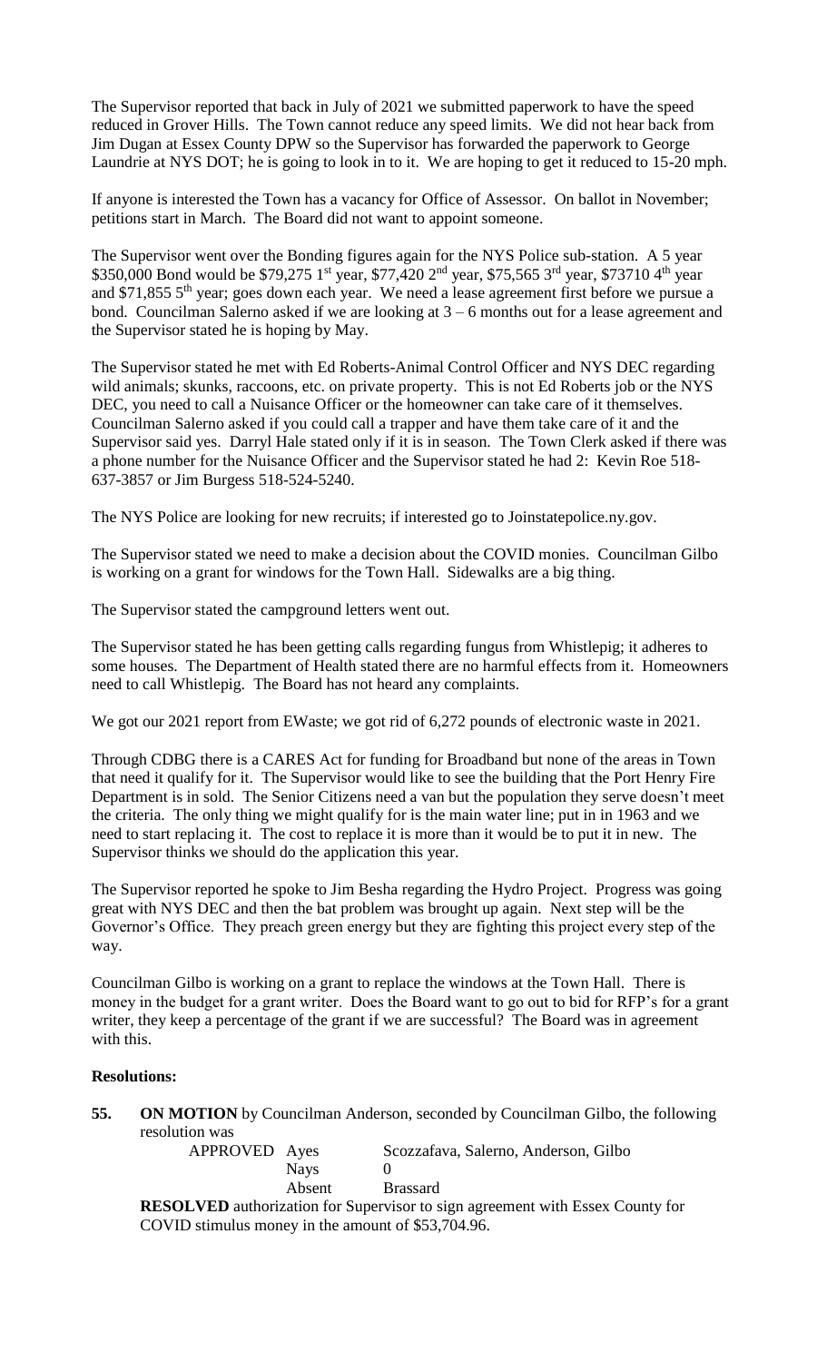The Supervisor reported that back in July of 2021 we submitted paperwork to have the speed reduced in Grover Hills. The Town cannot reduce any speed limits. We did not hear back from Jim Dugan at Essex County DPW so the Supervisor has forwarded the paperwork to George Laundrie at NYS DOT; he is going to look in to it. We are hoping to get it reduced to 15-20 mph.

If anyone is interested the Town has a vacancy for Office of Assessor. On ballot in November; petitions start in March. The Board did not want to appoint someone.

The Supervisor went over the Bonding figures again for the NYS Police sub-station. A 5 year $350,000 Bond would be $79,275 1st year, $77,420 2nd year, $75,565 3rd year, $73710 4th year and $71,855 5th year; goes down each year. We need a lease agreement first before we pursue a bond. Councilman Salerno asked if we are looking at 3 – 6 months out for a lease agreement and the Supervisor stated he is hoping by May.

The Supervisor stated he met with Ed Roberts-Animal Control Officer and NYS DEC regarding wild animals; skunks, raccoons, etc. on private property. This is not Ed Roberts job or the NYS DEC, you need to call a Nuisance Officer or the homeowner can take care of it themselves. Councilman Salerno asked if you could call a trapper and have them take care of it and the Supervisor said yes. Darryl Hale stated only if it is in season. The Town Clerk asked if there was a phone number for the Nuisance Officer and the Supervisor stated he had 2: Kevin Roe 518-637-3857 or Jim Burgess 518-524-5240.

The NYS Police are looking for new recruits; if interested go to Joinstatepolice.ny.gov.

The Supervisor stated we need to make a decision about the COVID monies. Councilman Gilbo is working on a grant for windows for the Town Hall. Sidewalks are a big thing.

The Supervisor stated the campground letters went out.

The Supervisor stated he has been getting calls regarding fungus from Whistlepig; it adheres to some houses. The Department of Health stated there are no harmful effects from it. Homeowners need to call Whistlepig. The Board has not heard any complaints.

We got our 2021 report from EWaste; we got rid of 6,272 pounds of electronic waste in 2021.

Through CDBG there is a CARES Act for funding for Broadband but none of the areas in Town that need it qualify for it. The Supervisor would like to see the building that the Port Henry Fire Department is in sold. The Senior Citizens need a van but the population they serve doesn't meet the criteria. The only thing we might qualify for is the main water line; put in in 1963 and we need to start replacing it. The cost to replace it is more than it would be to put it in new. The Supervisor thinks we should do the application this year.

The Supervisor reported he spoke to Jim Besha regarding the Hydro Project. Progress was going great with NYS DEC and then the bat problem was brought up again. Next step will be the Governor's Office. They preach green energy but they are fighting this project every step of the way.

Councilman Gilbo is working on a grant to replace the windows at the Town Hall. There is money in the budget for a grant writer. Does the Board want to go out to bid for RFP's for a grant writer, they keep a percentage of the grant if we are successful? The Board was in agreement with this.

**Resolutions:**

**55. ON MOTION** by Councilman Anderson, seconded by Councilman Gilbo, the following resolution was

APPROVED Ayes Scozzafava, Salerno, Anderson, Gilbo
Nays 0
Absent Brassard

**RESOLVED** authorization for Supervisor to sign agreement with Essex County for COVID stimulus money in the amount of $53,704.96.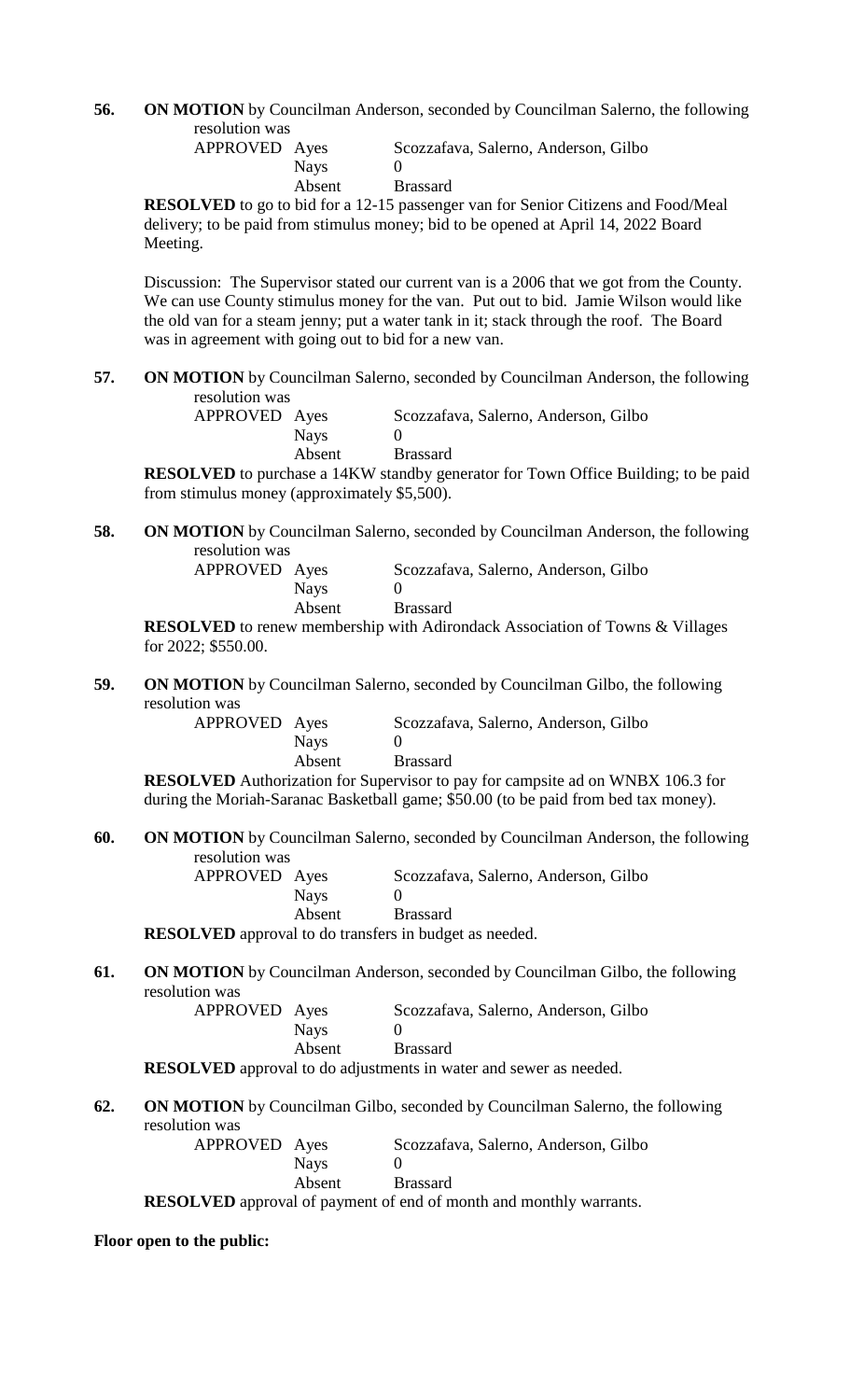**56. ON MOTION** by Councilman Anderson, seconded by Councilman Salerno, the following resolution was

| | | |
|---|---|---|
| APPROVED | Ayes | Scozzafava, Salerno, Anderson, Gilbo |
| | Nays | 0 |
| | Absent | Brassard |

**RESOLVED** to go to bid for a 12-15 passenger van for Senior Citizens and Food/Meal delivery; to be paid from stimulus money; bid to be opened at April 14, 2022 Board Meeting.

Discussion: The Supervisor stated our current van is a 2006 that we got from the County. We can use County stimulus money for the van. Put out to bid. Jamie Wilson would like the old van for a steam jenny; put a water tank in it; stack through the roof. The Board was in agreement with going out to bid for a new van.

**57. ON MOTION** by Councilman Salerno, seconded by Councilman Anderson, the following resolution was

| | | |
|---|---|---|
| APPROVED | Ayes | Scozzafava, Salerno, Anderson, Gilbo |
| | Nays | 0 |
| | Absent | Brassard |

**RESOLVED** to purchase a 14KW standby generator for Town Office Building; to be paid from stimulus money (approximately $5,500).

**58. ON MOTION** by Councilman Salerno, seconded by Councilman Anderson, the following resolution was

| | | |
|---|---|---|
| APPROVED | Ayes | Scozzafava, Salerno, Anderson, Gilbo |
| | Nays | 0 |
| | Absent | Brassard |

**RESOLVED** to renew membership with Adirondack Association of Towns & Villages for 2022; $550.00.

**59. ON MOTION** by Councilman Salerno, seconded by Councilman Gilbo, the following resolution was

| | | |
|---|---|---|
| APPROVED | Ayes | Scozzafava, Salerno, Anderson, Gilbo |
| | Nays | 0 |
| | Absent | Brassard |

**RESOLVED** Authorization for Supervisor to pay for campsite ad on WNBX 106.3 for during the Moriah-Saranac Basketball game; $50.00 (to be paid from bed tax money).

**60. ON MOTION** by Councilman Salerno, seconded by Councilman Anderson, the following resolution was

| | | |
|---|---|---|
| APPROVED | Ayes | Scozzafava, Salerno, Anderson, Gilbo |
| | Nays | 0 |
| | Absent | Brassard |

**RESOLVED** approval to do transfers in budget as needed.

**61. ON MOTION** by Councilman Anderson, seconded by Councilman Gilbo, the following resolution was

| | | |
|---|---|---|
| APPROVED | Ayes | Scozzafava, Salerno, Anderson, Gilbo |
| | Nays | 0 |
| | Absent | Brassard |

**RESOLVED** approval to do adjustments in water and sewer as needed.

**62. ON MOTION** by Councilman Gilbo, seconded by Councilman Salerno, the following resolution was

| | | |
|---|---|---|
| APPROVED | Ayes | Scozzafava, Salerno, Anderson, Gilbo |
| | Nays | 0 |
| | Absent | Brassard |

**RESOLVED** approval of payment of end of month and monthly warrants.

**Floor open to the public:**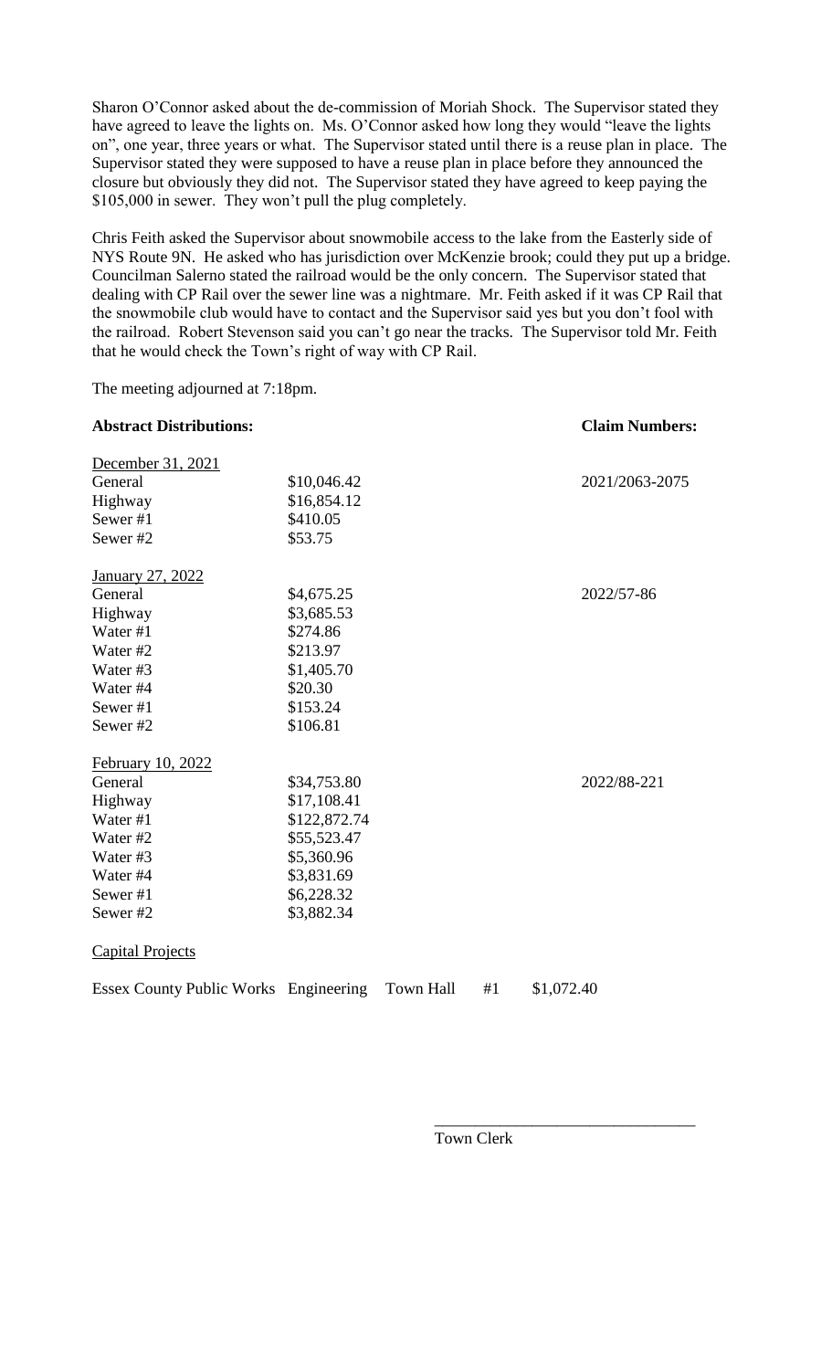Sharon O'Connor asked about the de-commission of Moriah Shock. The Supervisor stated they have agreed to leave the lights on. Ms. O'Connor asked how long they would "leave the lights on", one year, three years or what. The Supervisor stated until there is a reuse plan in place. The Supervisor stated they were supposed to have a reuse plan in place before they announced the closure but obviously they did not. The Supervisor stated they have agreed to keep paying the $105,000 in sewer. They won't pull the plug completely.

Chris Feith asked the Supervisor about snowmobile access to the lake from the Easterly side of NYS Route 9N. He asked who has jurisdiction over McKenzie brook; could they put up a bridge. Councilman Salerno stated the railroad would be the only concern. The Supervisor stated that dealing with CP Rail over the sewer line was a nightmare. Mr. Feith asked if it was CP Rail that the snowmobile club would have to contact and the Supervisor said yes but you don't fool with the railroad. Robert Stevenson said you can't go near the tracks. The Supervisor told Mr. Feith that he would check the Town's right of way with CP Rail.

The meeting adjourned at 7:18pm.

| **Abstract Distributions:** | | **Claim Numbers:** |
|---|---|---|
| December 31, 2021 | | |
| General | $10,046.42 | 2021/2063-2075 |
| Highway | $16,854.12 | |
| Sewer #1 | $410.05 | |
| Sewer #2 | $53.75 | |
| January 27, 2022 | | |
| General | $4,675.25 | 2022/57-86 |
| Highway | $3,685.53 | |
| Water #1 | $274.86 | |
| Water #2 | $213.97 | |
| Water #3 | $1,405.70 | |
| Water #4 | $20.30 | |
| Sewer #1 | $153.24 | |
| Sewer #2 | $106.81 | |
| February 10, 2022 | | |
| General | $34,753.80 | 2022/88-221 |
| Highway | $17,108.41 | |
| Water #1 | $122,872.74 | |
| Water #2 | $55,523.47 | |
| Water #3 | $5,360.96 | |
| Water #4 | $3,831.69 | |
| Sewer #1 | $6,228.32 | |
| Sewer #2 | $3,882.34 | |

Capital Projects

Essex County Public Works Engineering Town Hall #1 $1,072.40

\_\_\_\_\_\_\_\_\_\_\_\_\_\_\_\_\_\_\_\_\_\_\_\_\_\_\_\_\_\_\_\_
Town Clerk